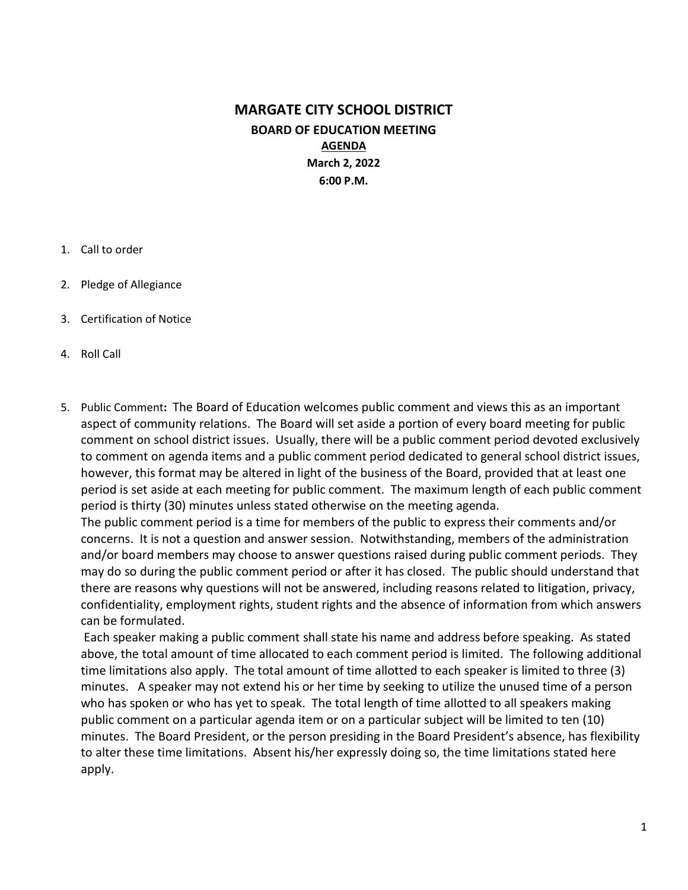# MARGATE CITY SCHOOL DISTRICT

## BOARD OF EDUCATION MEETING

**AGENDA**

**March 2, 2022**

**6:00 P.M.**

1. Call to order

2. Pledge of Allegiance

3. Certification of Notice

4. Roll Call

5. Public Comment**:** The Board of Education welcomes public comment and views this as an important aspect of community relations. The Board will set aside a portion of every board meeting for public comment on school district issues. Usually, there will be a public comment period devoted exclusively to comment on agenda items and a public comment period dedicated to general school district issues, however, this format may be altered in light of the business of the Board, provided that at least one period is set aside at each meeting for public comment. The maximum length of each public comment period is thirty (30) minutes unless stated otherwise on the meeting agenda.
   The public comment period is a time for members of the public to express their comments and/or concerns. It is not a question and answer session. Notwithstanding, members of the administration and/or board members may choose to answer questions raised during public comment periods. They may do so during the public comment period or after it has closed. The public should understand that there are reasons why questions will not be answered, including reasons related to litigation, privacy, confidentiality, employment rights, student rights and the absence of information from which answers can be formulated.
   Each speaker making a public comment shall state his name and address before speaking. As stated above, the total amount of time allocated to each comment period is limited. The following additional time limitations also apply. The total amount of time allotted to each speaker is limited to three (3) minutes. A speaker may not extend his or her time by seeking to utilize the unused time of a person who has spoken or who has yet to speak. The total length of time allotted to all speakers making public comment on a particular agenda item or on a particular subject will be limited to ten (10) minutes. The Board President, or the person presiding in the Board President's absence, has flexibility to alter these time limitations. Absent his/her expressly doing so, the time limitations stated here apply.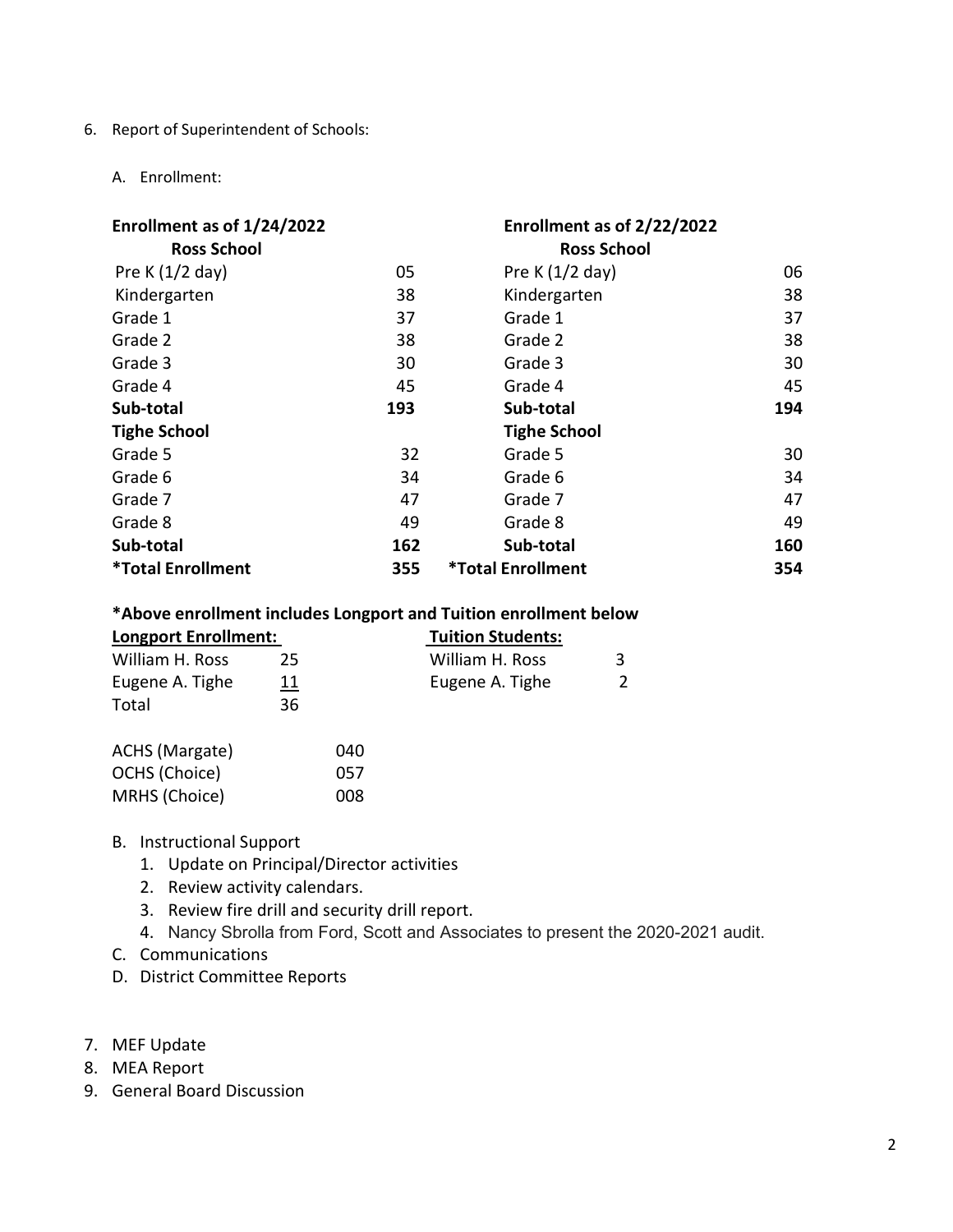6. Report of Superintendent of Schools:

   A. Enrollment:

| **Enrollment as of 1/24/2022** | | **Enrollment as of 2/22/2022** | |
|---|---|---|---|
| **Ross School** | | **Ross School** | |
| Pre K (1/2 day) | 05 | Pre K (1/2 day) | 06 |
| Kindergarten | 38 | Kindergarten | 38 |
| Grade 1 | 37 | Grade 1 | 37 |
| Grade 2 | 38 | Grade 2 | 38 |
| Grade 3 | 30 | Grade 3 | 30 |
| Grade 4 | 45 | Grade 4 | 45 |
| **Sub-total** | **193** | **Sub-total** | **194** |
| **Tighe School** | | **Tighe School** | |
| Grade 5 | 32 | Grade 5 | 30 |
| Grade 6 | 34 | Grade 6 | 34 |
| Grade 7 | 47 | Grade 7 | 47 |
| Grade 8 | 49 | Grade 8 | 49 |
| **Sub-total** | **162** | **Sub-total** | **160** |
| ***Total Enrollment** | **355** | ***Total Enrollment** | **354** |

**\*Above enrollment includes Longport and Tuition enrollment below**

| **Longport Enrollment:** | | **Tuition Students:** | |
|---|---|---|---|
| William H. Ross | 25 | William H. Ross | 3 |
| Eugene A. Tighe | 11 | Eugene A. Tighe | 2 |
| Total | 36 | | |

| | |
|---|---|
| ACHS (Margate) | 040 |
| OCHS (Choice) | 057 |
| MRHS (Choice) | 008 |

   B. Instructional Support
      1. Update on Principal/Director activities
      2. Review activity calendars.
      3. Review fire drill and security drill report.
      4. Nancy Sbrolla from Ford, Scott and Associates to present the 2020-2021 audit.

   C. Communications

   D. District Committee Reports

7. MEF Update
8. MEA Report
9. General Board Discussion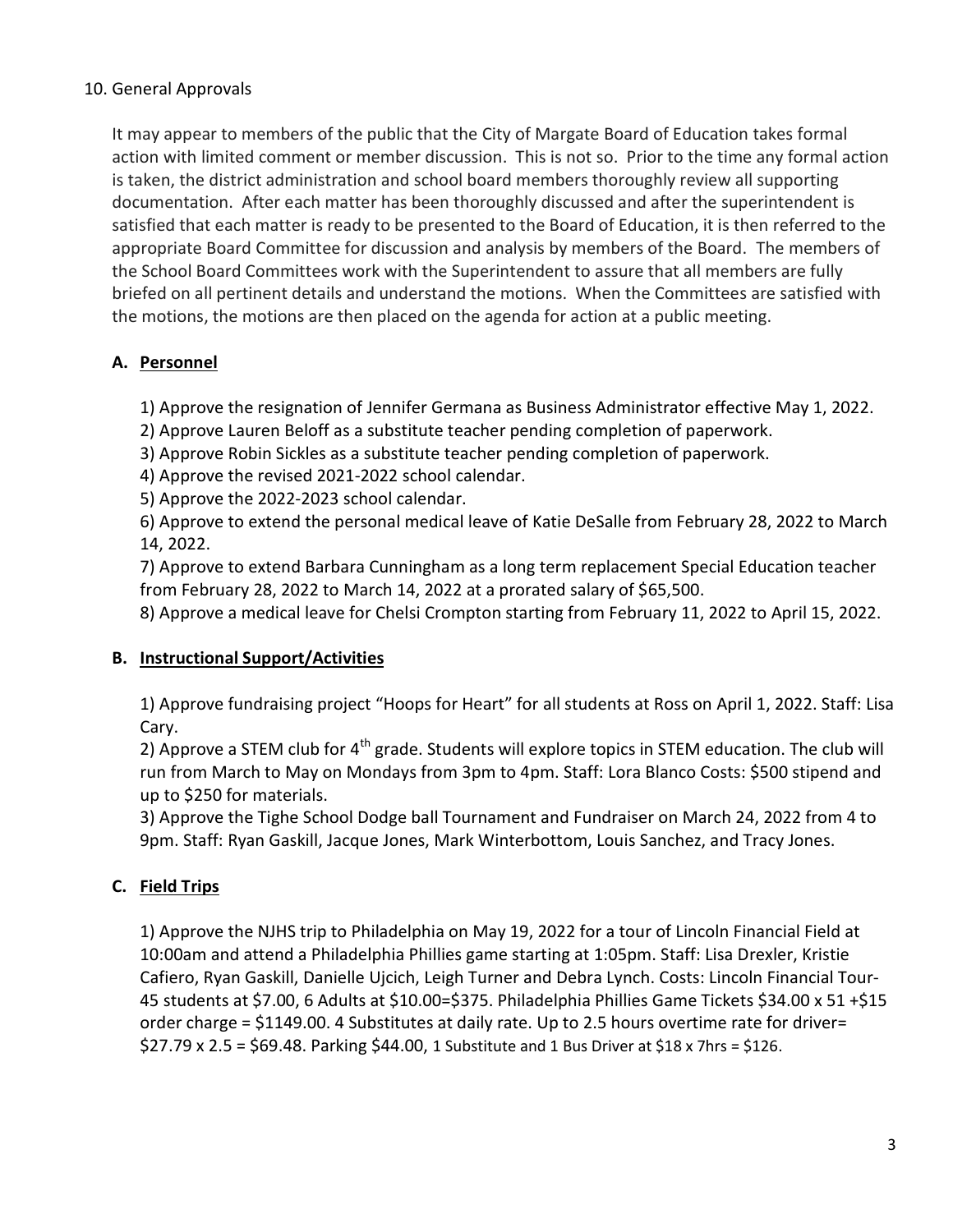## 10. General Approvals

It may appear to members of the public that the City of Margate Board of Education takes formal action with limited comment or member discussion. This is not so. Prior to the time any formal action is taken, the district administration and school board members thoroughly review all supporting documentation. After each matter has been thoroughly discussed and after the superintendent is satisfied that each matter is ready to be presented to the Board of Education, it is then referred to the appropriate Board Committee for discussion and analysis by members of the Board. The members of the School Board Committees work with the Superintendent to assure that all members are fully briefed on all pertinent details and understand the motions. When the Committees are satisfied with the motions, the motions are then placed on the agenda for action at a public meeting.

### A. Personnel

1) Approve the resignation of Jennifer Germana as Business Administrator effective May 1, 2022.
2) Approve Lauren Beloff as a substitute teacher pending completion of paperwork.
3) Approve Robin Sickles as a substitute teacher pending completion of paperwork.
4) Approve the revised 2021-2022 school calendar.
5) Approve the 2022-2023 school calendar.
6) Approve to extend the personal medical leave of Katie DeSalle from February 28, 2022 to March 14, 2022.
7) Approve to extend Barbara Cunningham as a long term replacement Special Education teacher from February 28, 2022 to March 14, 2022 at a prorated salary of $65,500.
8) Approve a medical leave for Chelsi Crompton starting from February 11, 2022 to April 15, 2022.

### B. Instructional Support/Activities

1) Approve fundraising project "Hoops for Heart" for all students at Ross on April 1, 2022. Staff: Lisa Cary.
2) Approve a STEM club for 4th grade. Students will explore topics in STEM education. The club will run from March to May on Mondays from 3pm to 4pm. Staff: Lora Blanco Costs: $500 stipend and up to $250 for materials.
3) Approve the Tighe School Dodge ball Tournament and Fundraiser on March 24, 2022 from 4 to 9pm. Staff: Ryan Gaskill, Jacque Jones, Mark Winterbottom, Louis Sanchez, and Tracy Jones.

### C. Field Trips

1) Approve the NJHS trip to Philadelphia on May 19, 2022 for a tour of Lincoln Financial Field at 10:00am and attend a Philadelphia Phillies game starting at 1:05pm. Staff: Lisa Drexler, Kristie Cafiero, Ryan Gaskill, Danielle Ujcich, Leigh Turner and Debra Lynch. Costs: Lincoln Financial Tour- 45 students at $7.00, 6 Adults at $10.00=$375. Philadelphia Phillies Game Tickets $34.00 x 51 +$15 order charge = $1149.00. 4 Substitutes at daily rate. Up to 2.5 hours overtime rate for driver= $27.79 x 2.5 = $69.48. Parking $44.00, 1 Substitute and 1 Bus Driver at $18 x 7hrs = $126.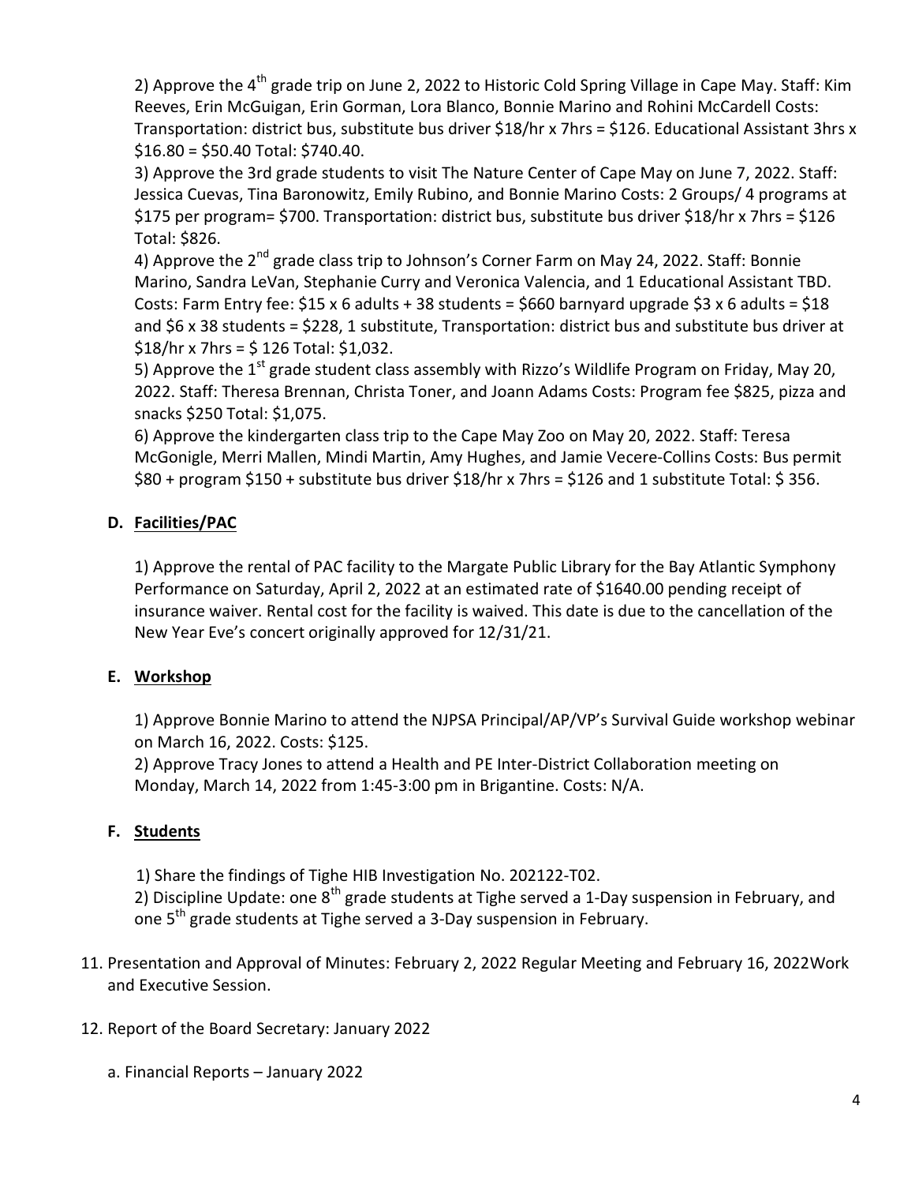2) Approve the 4th grade trip on June 2, 2022 to Historic Cold Spring Village in Cape May. Staff: Kim Reeves, Erin McGuigan, Erin Gorman, Lora Blanco, Bonnie Marino and Rohini McCardell Costs: Transportation: district bus, substitute bus driver $18/hr x 7hrs = $126. Educational Assistant 3hrs x $16.80 = $50.40 Total: $740.40.

3) Approve the 3rd grade students to visit The Nature Center of Cape May on June 7, 2022. Staff: Jessica Cuevas, Tina Baronowitz, Emily Rubino, and Bonnie Marino Costs: 2 Groups/ 4 programs at $175 per program= $700. Transportation: district bus, substitute bus driver $18/hr x 7hrs = $126 Total: $826.

4) Approve the 2nd grade class trip to Johnson's Corner Farm on May 24, 2022. Staff: Bonnie Marino, Sandra LeVan, Stephanie Curry and Veronica Valencia, and 1 Educational Assistant TBD. Costs: Farm Entry fee: $15 x 6 adults + 38 students = $660 barnyard upgrade $3 x 6 adults = $18 and $6 x 38 students = $228, 1 substitute, Transportation: district bus and substitute bus driver at $18/hr x 7hrs = $ 126 Total: $1,032.

5) Approve the 1st grade student class assembly with Rizzo's Wildlife Program on Friday, May 20, 2022. Staff: Theresa Brennan, Christa Toner, and Joann Adams Costs: Program fee $825, pizza and snacks $250 Total: $1,075.

6) Approve the kindergarten class trip to the Cape May Zoo on May 20, 2022. Staff: Teresa McGonigle, Merri Mallen, Mindi Martin, Amy Hughes, and Jamie Vecere-Collins Costs: Bus permit $80 + program $150 + substitute bus driver $18/hr x 7hrs = $126 and 1 substitute Total: $ 356.

**D. Facilities/PAC**

1) Approve the rental of PAC facility to the Margate Public Library for the Bay Atlantic Symphony Performance on Saturday, April 2, 2022 at an estimated rate of $1640.00 pending receipt of insurance waiver. Rental cost for the facility is waived. This date is due to the cancellation of the New Year Eve's concert originally approved for 12/31/21.

**E. Workshop**

1) Approve Bonnie Marino to attend the NJPSA Principal/AP/VP's Survival Guide workshop webinar on March 16, 2022. Costs: $125.

2) Approve Tracy Jones to attend a Health and PE Inter-District Collaboration meeting on Monday, March 14, 2022 from 1:45-3:00 pm in Brigantine. Costs: N/A.

**F. Students**

1) Share the findings of Tighe HIB Investigation No. 202122-T02.

2) Discipline Update: one 8th grade students at Tighe served a 1-Day suspension in February, and one 5th grade students at Tighe served a 3-Day suspension in February.

11. Presentation and Approval of Minutes: February 2, 2022 Regular Meeting and February 16, 2022Work and Executive Session.

12. Report of the Board Secretary: January 2022

    a. Financial Reports – January 2022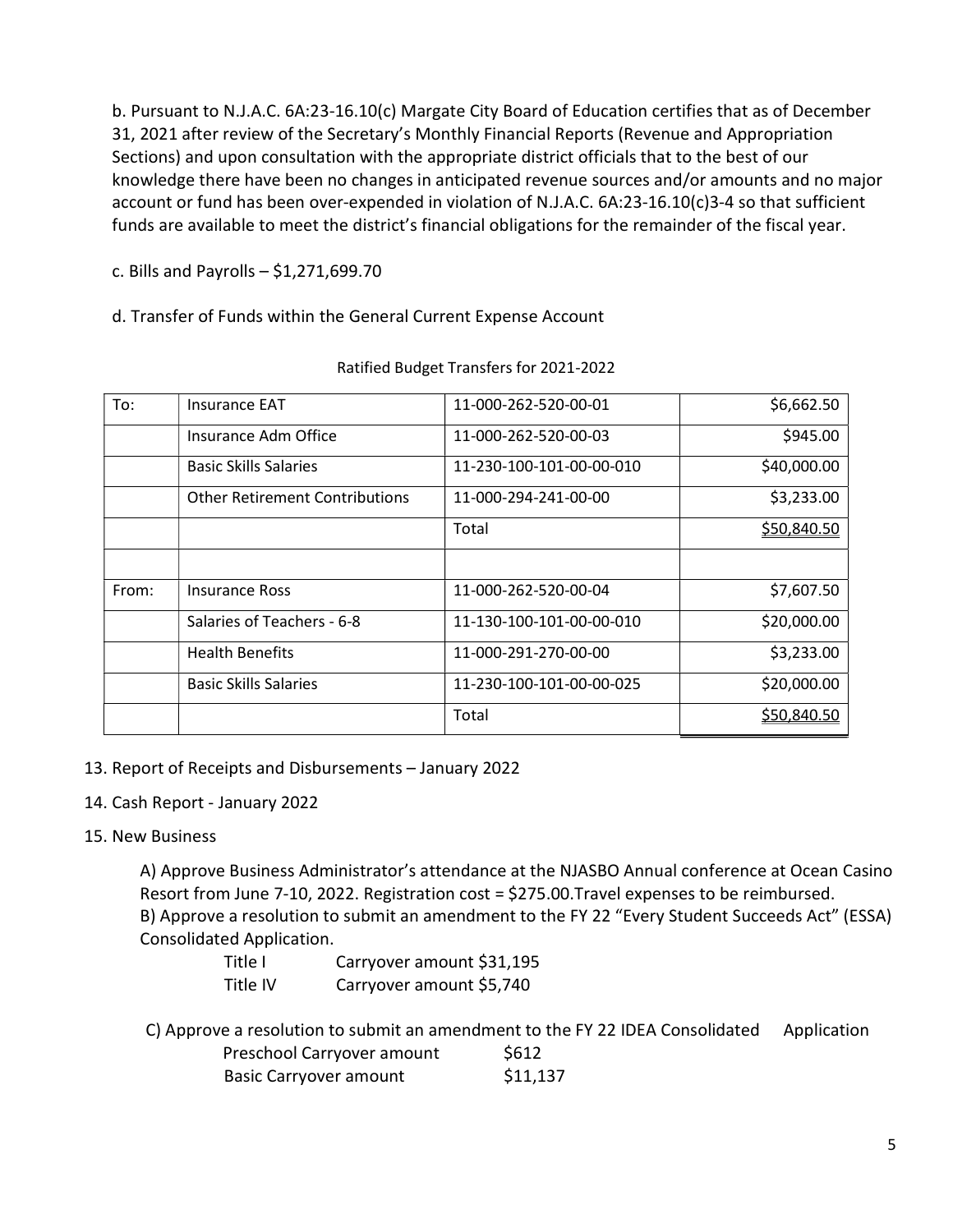b. Pursuant to N.J.A.C. 6A:23-16.10(c) Margate City Board of Education certifies that as of December 31, 2021 after review of the Secretary's Monthly Financial Reports (Revenue and Appropriation Sections) and upon consultation with the appropriate district officials that to the best of our knowledge there have been no changes in anticipated revenue sources and/or amounts and no major account or fund has been over-expended in violation of N.J.A.C. 6A:23-16.10(c)3-4 so that sufficient funds are available to meet the district's financial obligations for the remainder of the fiscal year.

c. Bills and Payrolls – $1,271,699.70

d. Transfer of Funds within the General Current Expense Account

Ratified Budget Transfers for 2021-2022

| | | | |
|---|---|---|---:|
| To: | Insurance EAT | 11-000-262-520-00-01 | $6,662.50 |
| | Insurance Adm Office | 11-000-262-520-00-03 | $945.00 |
| | Basic Skills Salaries | 11-230-100-101-00-00-010 | $40,000.00 |
| | Other Retirement Contributions | 11-000-294-241-00-00 | $3,233.00 |
| | | Total | $50,840.50 |
| | | | |
| From: | Insurance Ross | 11-000-262-520-00-04 | $7,607.50 |
| | Salaries of Teachers - 6-8 | 11-130-100-101-00-00-010 | $20,000.00 |
| | Health Benefits | 11-000-291-270-00-00 | $3,233.00 |
| | Basic Skills Salaries | 11-230-100-101-00-00-025 | $20,000.00 |
| | | Total | $50,840.50 |

13. Report of Receipts and Disbursements – January 2022

14. Cash Report - January 2022

15. New Business

A) Approve Business Administrator's attendance at the NJASBO Annual conference at Ocean Casino Resort from June 7-10, 2022. Registration cost = $275.00.Travel expenses to be reimbursed.

B) Approve a resolution to submit an amendment to the FY 22 "Every Student Succeeds Act" (ESSA) Consolidated Application.

| | |
|---|---|
| Title I | Carryover amount $31,195 |
| Title IV | Carryover amount $5,740 |

C) Approve a resolution to submit an amendment to the FY 22 IDEA Consolidated Application

| | |
|---|---|
| Preschool Carryover amount | $612 |
| Basic Carryover amount | $11,137 |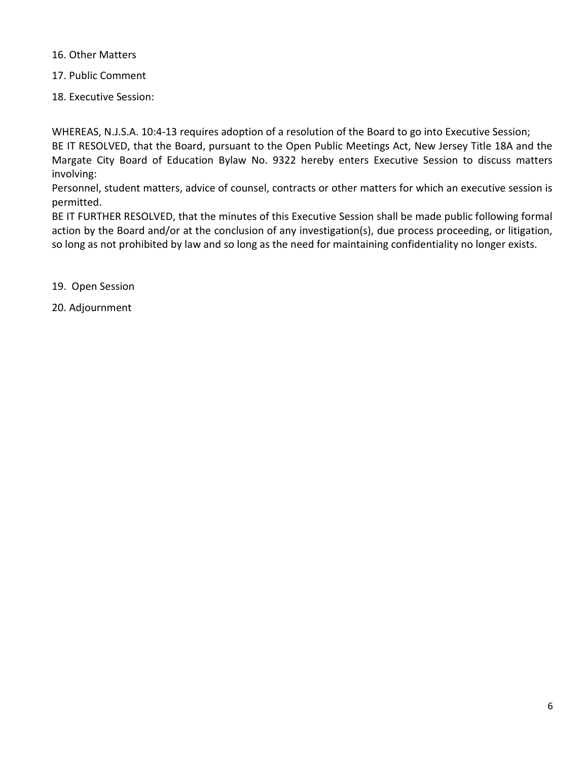16. Other Matters

17. Public Comment

18. Executive Session:

WHEREAS, N.J.S.A. 10:4-13 requires adoption of a resolution of the Board to go into Executive Session;
BE IT RESOLVED, that the Board, pursuant to the Open Public Meetings Act, New Jersey Title 18A and the Margate City Board of Education Bylaw No. 9322 hereby enters Executive Session to discuss matters involving:
Personnel, student matters, advice of counsel, contracts or other matters for which an executive session is permitted.
BE IT FURTHER RESOLVED, that the minutes of this Executive Session shall be made public following formal action by the Board and/or at the conclusion of any investigation(s), due process proceeding, or litigation, so long as not prohibited by law and so long as the need for maintaining confidentiality no longer exists.

19. Open Session

20. Adjournment